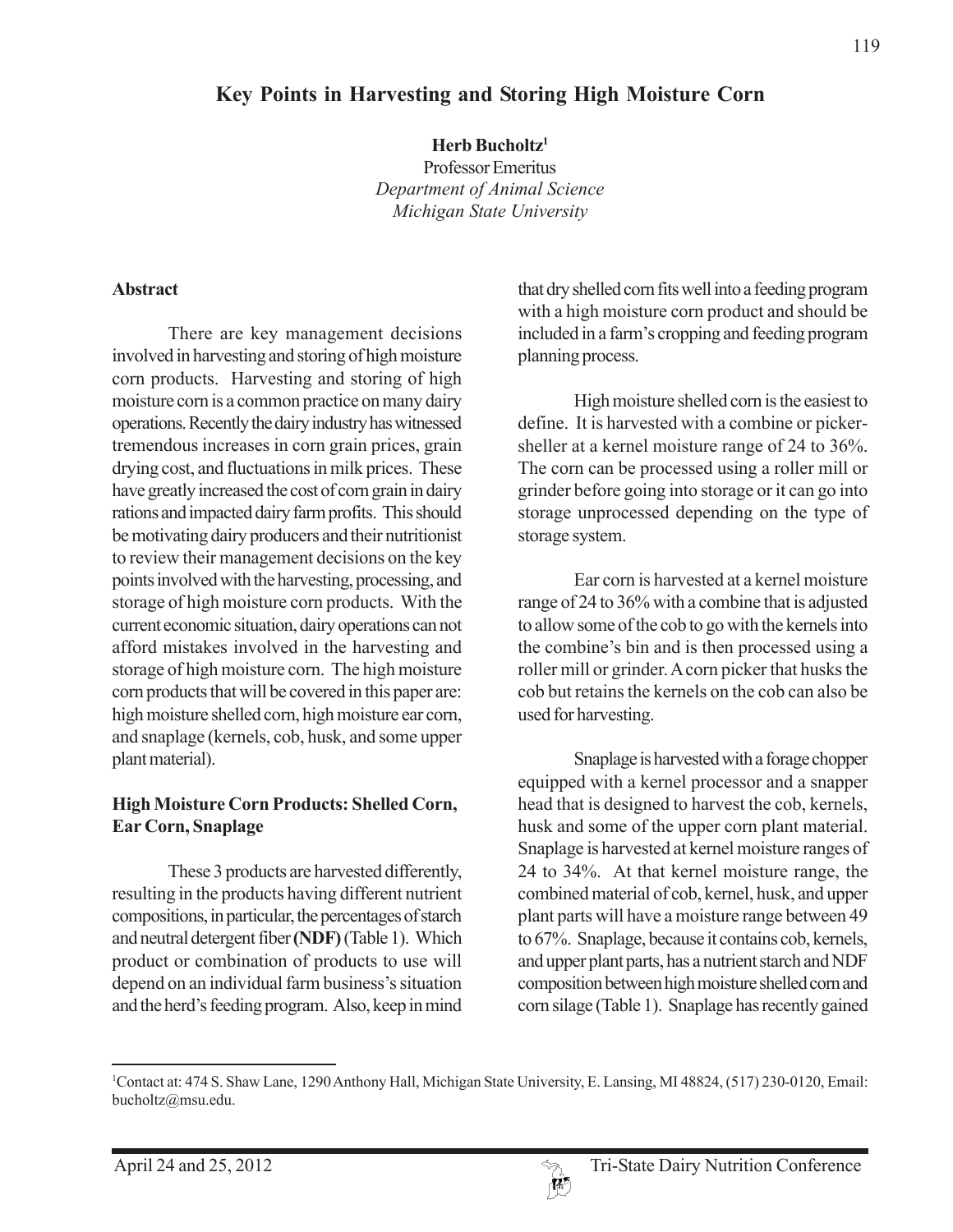# Key Points in Harvesting and Storing High Moisture Corn

**Herb Bucholtz**[1]
Professor Emeritus
*Department of Animal Science*
*Michigan State University*

## Abstract

There are key management decisions involved in harvesting and storing of high moisture corn products. Harvesting and storing of high moisture corn is a common practice on many dairy operations. Recently the dairy industry has witnessed tremendous increases in corn grain prices, grain drying cost, and fluctuations in milk prices. These have greatly increased the cost of corn grain in dairy rations and impacted dairy farm profits. This should be motivating dairy producers and their nutritionist to review their management decisions on the key points involved with the harvesting, processing, and storage of high moisture corn products. With the current economic situation, dairy operations can not afford mistakes involved in the harvesting and storage of high moisture corn. The high moisture corn products that will be covered in this paper are: high moisture shelled corn, high moisture ear corn, and snaplage (kernels, cob, husk, and some upper plant material).

## High Moisture Corn Products: Shelled Corn, Ear Corn, Snaplage

These 3 products are harvested differently, resulting in the products having different nutrient compositions, in particular, the percentages of starch and neutral detergent fiber **(NDF)** (Table 1). Which product or combination of products to use will depend on an individual farm business's situation and the herd's feeding program. Also, keep in mind that dry shelled corn fits well into a feeding program with a high moisture corn product and should be included in a farm's cropping and feeding program planning process.

High moisture shelled corn is the easiest to define. It is harvested with a combine or picker-sheller at a kernel moisture range of 24 to 36%. The corn can be processed using a roller mill or grinder before going into storage or it can go into storage unprocessed depending on the type of storage system.

Ear corn is harvested at a kernel moisture range of 24 to 36% with a combine that is adjusted to allow some of the cob to go with the kernels into the combine's bin and is then processed using a roller mill or grinder. A corn picker that husks the cob but retains the kernels on the cob can also be used for harvesting.

Snaplage is harvested with a forage chopper equipped with a kernel processor and a snapper head that is designed to harvest the cob, kernels, husk and some of the upper corn plant material. Snaplage is harvested at kernel moisture ranges of 24 to 34%. At that kernel moisture range, the combined material of cob, kernel, husk, and upper plant parts will have a moisture range between 49 to 67%. Snaplage, because it contains cob, kernels, and upper plant parts, has a nutrient starch and NDF composition between high moisture shelled corn and corn silage (Table 1). Snaplage has recently gained

---

[1]Contact at: 474 S. Shaw Lane, 1290 Anthony Hall, Michigan State University, E. Lansing, MI 48824, (517) 230-0120, Email: bucholtz@msu.edu.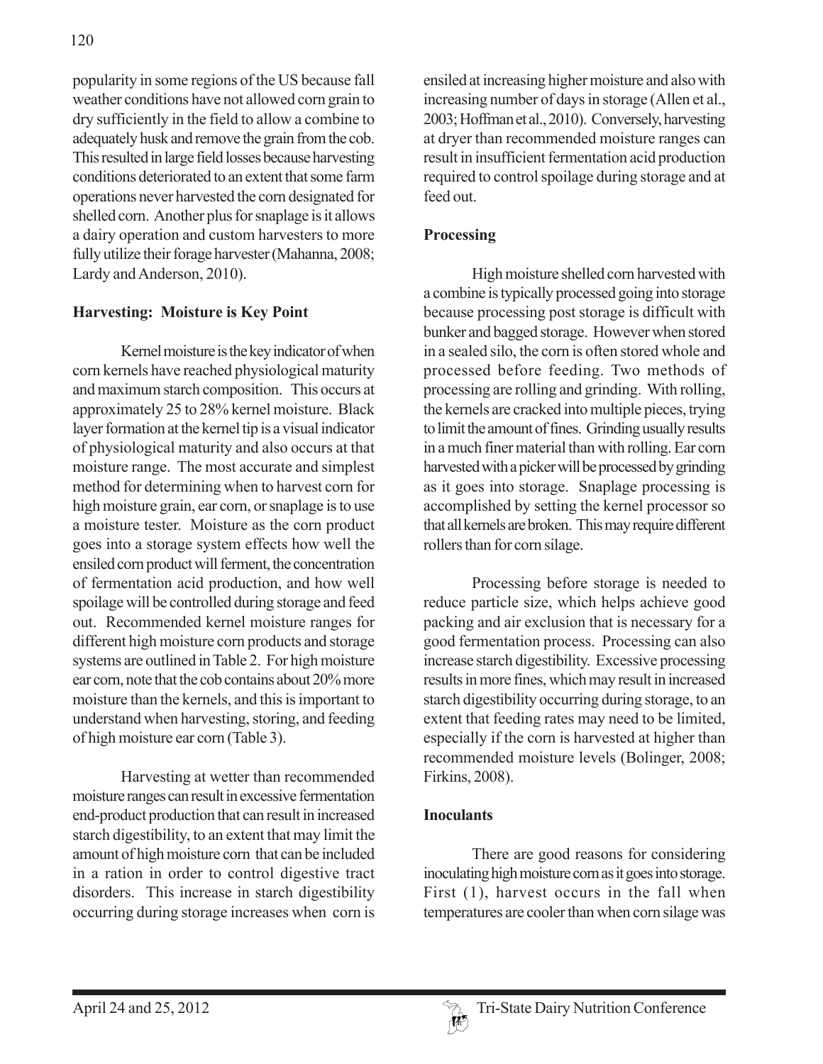popularity in some regions of the US because fall weather conditions have not allowed corn grain to dry sufficiently in the field to allow a combine to adequately husk and remove the grain from the cob. This resulted in large field losses because harvesting conditions deteriorated to an extent that some farm operations never harvested the corn designated for shelled corn. Another plus for snaplage is it allows a dairy operation and custom harvesters to more fully utilize their forage harvester (Mahanna, 2008; Lardy and Anderson, 2010).

## Harvesting: Moisture is Key Point

Kernel moisture is the key indicator of when corn kernels have reached physiological maturity and maximum starch composition. This occurs at approximately 25 to 28% kernel moisture. Black layer formation at the kernel tip is a visual indicator of physiological maturity and also occurs at that moisture range. The most accurate and simplest method for determining when to harvest corn for high moisture grain, ear corn, or snaplage is to use a moisture tester. Moisture as the corn product goes into a storage system effects how well the ensiled corn product will ferment, the concentration of fermentation acid production, and how well spoilage will be controlled during storage and feed out. Recommended kernel moisture ranges for different high moisture corn products and storage systems are outlined in Table 2. For high moisture ear corn, note that the cob contains about 20% more moisture than the kernels, and this is important to understand when harvesting, storing, and feeding of high moisture ear corn (Table 3).

Harvesting at wetter than recommended moisture ranges can result in excessive fermentation end-product production that can result in increased starch digestibility, to an extent that may limit the amount of high moisture corn that can be included in a ration in order to control digestive tract disorders. This increase in starch digestibility occurring during storage increases when corn is ensiled at increasing higher moisture and also with increasing number of days in storage (Allen et al., 2003; Hoffman et al., 2010). Conversely, harvesting at dryer than recommended moisture ranges can result in insufficient fermentation acid production required to control spoilage during storage and at feed out.

## Processing

High moisture shelled corn harvested with a combine is typically processed going into storage because processing post storage is difficult with bunker and bagged storage. However when stored in a sealed silo, the corn is often stored whole and processed before feeding. Two methods of processing are rolling and grinding. With rolling, the kernels are cracked into multiple pieces, trying to limit the amount of fines. Grinding usually results in a much finer material than with rolling. Ear corn harvested with a picker will be processed by grinding as it goes into storage. Snaplage processing is accomplished by setting the kernel processor so that all kernels are broken. This may require different rollers than for corn silage.

Processing before storage is needed to reduce particle size, which helps achieve good packing and air exclusion that is necessary for a good fermentation process. Processing can also increase starch digestibility. Excessive processing results in more fines, which may result in increased starch digestibility occurring during storage, to an extent that feeding rates may need to be limited, especially if the corn is harvested at higher than recommended moisture levels (Bolinger, 2008; Firkins, 2008).

## Inoculants

There are good reasons for considering inoculating high moisture corn as it goes into storage. First (1), harvest occurs in the fall when temperatures are cooler than when corn silage was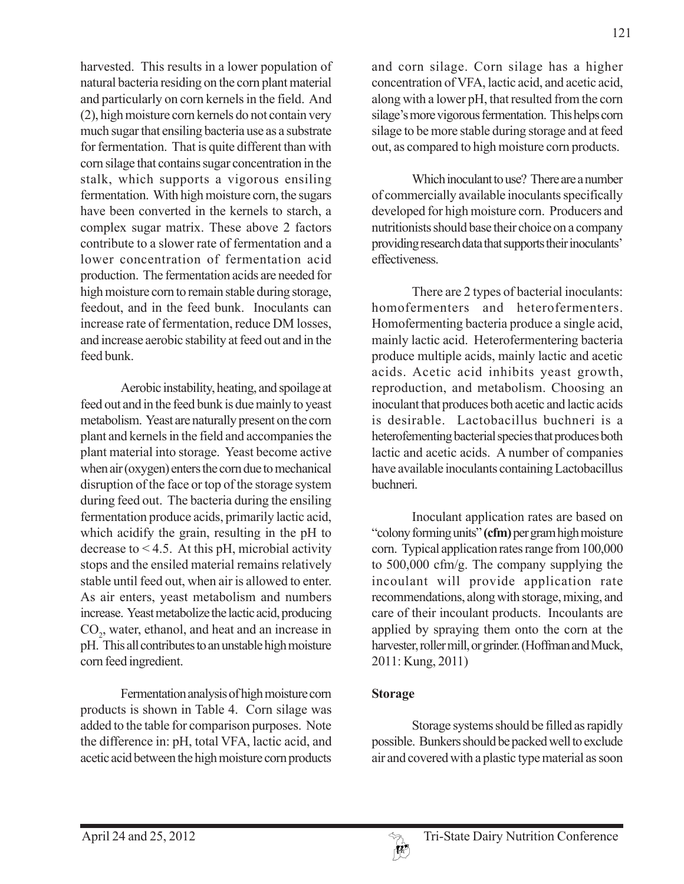harvested. This results in a lower population of natural bacteria residing on the corn plant material and particularly on corn kernels in the field. And (2), high moisture corn kernels do not contain very much sugar that ensiling bacteria use as a substrate for fermentation. That is quite different than with corn silage that contains sugar concentration in the stalk, which supports a vigorous ensiling fermentation. With high moisture corn, the sugars have been converted in the kernels to starch, a complex sugar matrix. These above 2 factors contribute to a slower rate of fermentation and a lower concentration of fermentation acid production. The fermentation acids are needed for high moisture corn to remain stable during storage, feedout, and in the feed bunk. Inoculants can increase rate of fermentation, reduce DM losses, and increase aerobic stability at feed out and in the feed bunk.

Aerobic instability, heating, and spoilage at feed out and in the feed bunk is due mainly to yeast metabolism. Yeast are naturally present on the corn plant and kernels in the field and accompanies the plant material into storage. Yeast become active when air (oxygen) enters the corn due to mechanical disruption of the face or top of the storage system during feed out. The bacteria during the ensiling fermentation produce acids, primarily lactic acid, which acidify the grain, resulting in the pH to decrease to < 4.5. At this pH, microbial activity stops and the ensiled material remains relatively stable until feed out, when air is allowed to enter. As air enters, yeast metabolism and numbers increase. Yeast metabolize the lactic acid, producing $CO_2$, water, ethanol, and heat and an increase in pH. This all contributes to an unstable high moisture corn feed ingredient.

Fermentation analysis of high moisture corn products is shown in Table 4. Corn silage was added to the table for comparison purposes. Note the difference in: pH, total VFA, lactic acid, and acetic acid between the high moisture corn products and corn silage. Corn silage has a higher concentration of VFA, lactic acid, and acetic acid, along with a lower pH, that resulted from the corn silage's more vigorous fermentation. This helps corn silage to be more stable during storage and at feed out, as compared to high moisture corn products.

Which inoculant to use? There are a number of commercially available inoculants specifically developed for high moisture corn. Producers and nutritionists should base their choice on a company providing research data that supports their inoculants' effectiveness.

There are 2 types of bacterial inoculants: homofermenters and heterofermenters. Homofermenting bacteria produce a single acid, mainly lactic acid. Heterofermentering bacteria produce multiple acids, mainly lactic and acetic acids. Acetic acid inhibits yeast growth, reproduction, and metabolism. Choosing an inoculant that produces both acetic and lactic acids is desirable. Lactobacillus buchneri is a heterofementing bacterial species that produces both lactic and acetic acids. A number of companies have available inoculants containing Lactobacillus buchneri.

Inoculant application rates are based on "colony forming units" **(cfm)** per gram high moisture corn. Typical application rates range from 100,000 to 500,000 cfm/g. The company supplying the inoculant will provide application rate recommendations, along with storage, mixing, and care of their incoulant products. Incoulants are applied by spraying them onto the corn at the harvester, roller mill, or grinder. (Hoffman and Muck, 2011: Kung, 2011)

**Storage**

Storage systems should be filled as rapidly possible. Bunkers should be packed well to exclude air and covered with a plastic type material as soon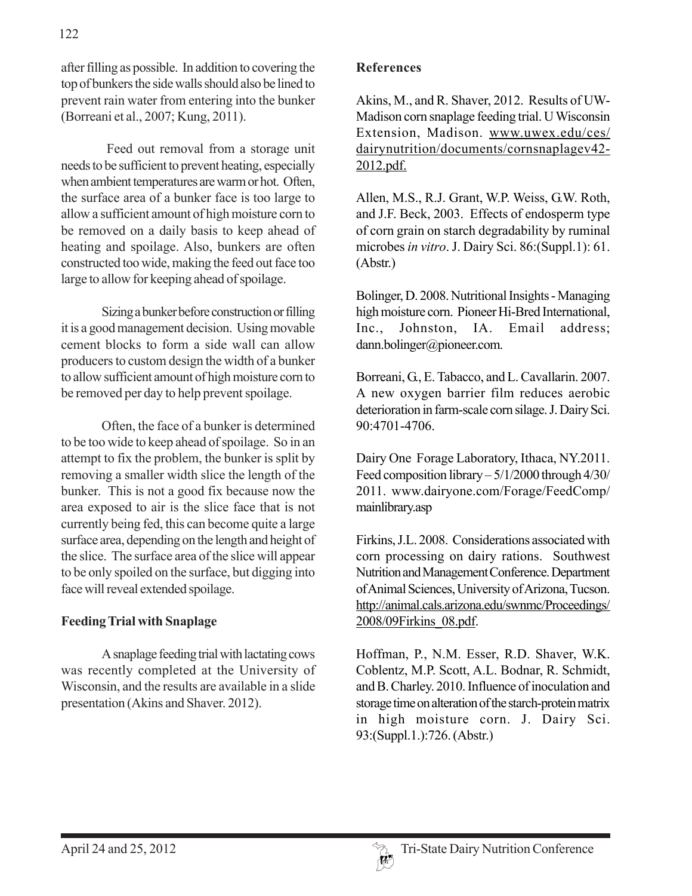after filling as possible. In addition to covering the top of bunkers the side walls should also be lined to prevent rain water from entering into the bunker (Borreani et al., 2007; Kung, 2011).

Feed out removal from a storage unit needs to be sufficient to prevent heating, especially when ambient temperatures are warm or hot. Often, the surface area of a bunker face is too large to allow a sufficient amount of high moisture corn to be removed on a daily basis to keep ahead of heating and spoilage. Also, bunkers are often constructed too wide, making the feed out face too large to allow for keeping ahead of spoilage.

Sizing a bunker before construction or filling it is a good management decision. Using movable cement blocks to form a side wall can allow producers to custom design the width of a bunker to allow sufficient amount of high moisture corn to be removed per day to help prevent spoilage.

Often, the face of a bunker is determined to be too wide to keep ahead of spoilage. So in an attempt to fix the problem, the bunker is split by removing a smaller width slice the length of the bunker. This is not a good fix because now the area exposed to air is the slice face that is not currently being fed, this can become quite a large surface area, depending on the length and height of the slice. The surface area of the slice will appear to be only spoiled on the surface, but digging into face will reveal extended spoilage.

## Feeding Trial with Snaplage

A snaplage feeding trial with lactating cows was recently completed at the University of Wisconsin, and the results are available in a slide presentation (Akins and Shaver. 2012).

## References

Akins, M., and R. Shaver, 2012. Results of UW-Madison corn snaplage feeding trial. U Wisconsin Extension, Madison. www.uwex.edu/ces/dairynutrition/documents/cornsnaplagev42-2012.pdf.

Allen, M.S., R.J. Grant, W.P. Weiss, G.W. Roth, and J.F. Beck, 2003. Effects of endosperm type of corn grain on starch degradability by ruminal microbes *in vitro*. J. Dairy Sci. 86:(Suppl.1): 61. (Abstr.)

Bolinger, D. 2008. Nutritional Insights - Managing high moisture corn. Pioneer Hi-Bred International, Inc., Johnston, IA. Email address; dann.bolinger@pioneer.com.

Borreani, G., E. Tabacco, and L. Cavallarin. 2007. A new oxygen barrier film reduces aerobic deterioration in farm-scale corn silage. J. Dairy Sci. 90:4701-4706.

Dairy One Forage Laboratory, Ithaca, NY.2011. Feed composition library – 5/1/2000 through 4/30/2011. www.dairyone.com/Forage/FeedComp/mainlibrary.asp

Firkins, J.L. 2008. Considerations associated with corn processing on dairy rations. Southwest Nutrition and Management Conference. Department of Animal Sciences, University of Arizona, Tucson. http://animal.cals.arizona.edu/swnmc/Proceedings/2008/09Firkins_08.pdf.

Hoffman, P., N.M. Esser, R.D. Shaver, W.K. Coblentz, M.P. Scott, A.L. Bodnar, R. Schmidt, and B. Charley. 2010. Influence of inoculation and storage time on alteration of the starch-protein matrix in high moisture corn. J. Dairy Sci. 93:(Suppl.1.):726. (Abstr.)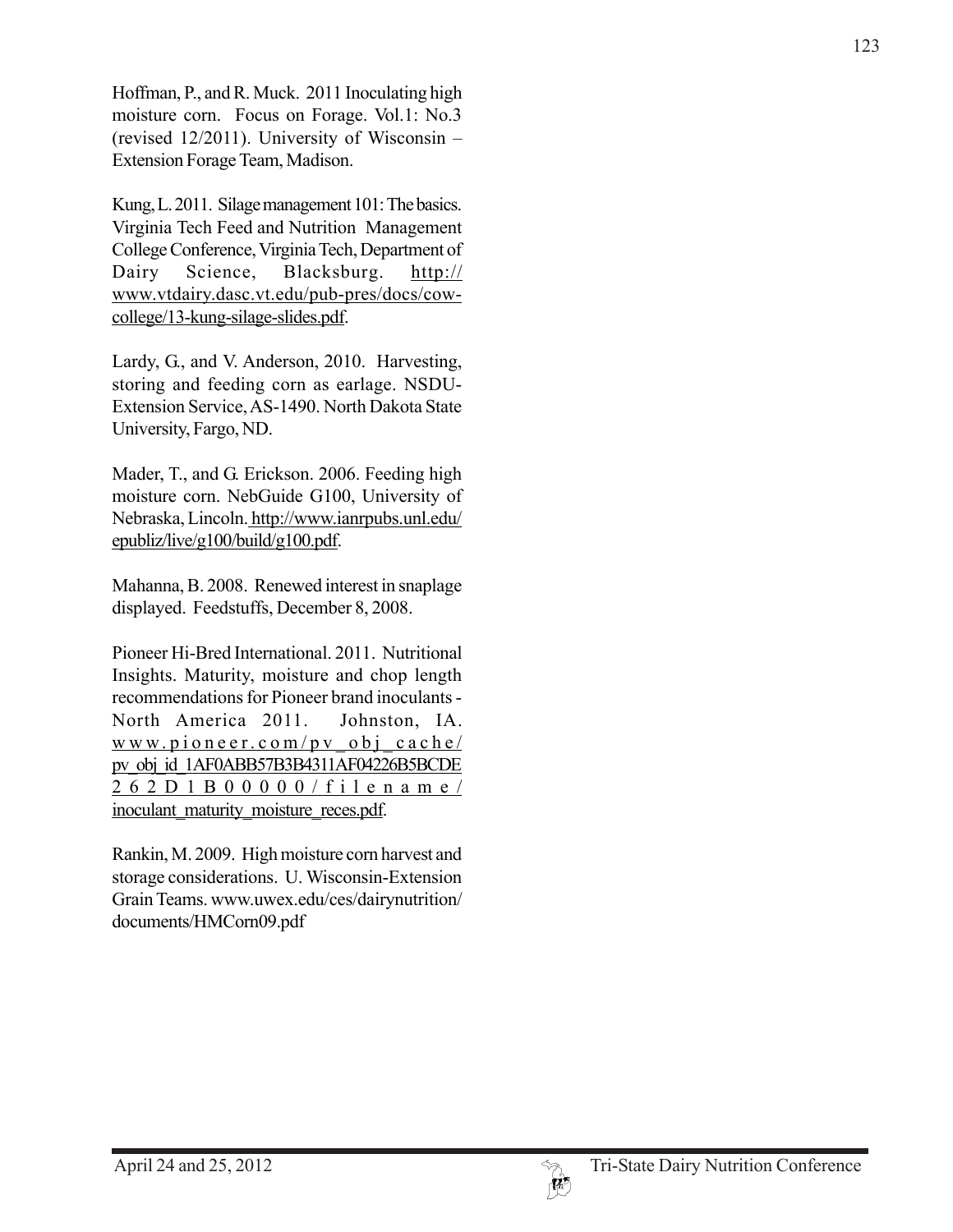Hoffman, P., and R. Muck. 2011 Inoculating high moisture corn. Focus on Forage. Vol.1: No.3 (revised 12/2011). University of Wisconsin – Extension Forage Team, Madison.

Kung, L. 2011. Silage management 101: The basics. Virginia Tech Feed and Nutrition Management College Conference, Virginia Tech, Department of Dairy Science, Blacksburg. http://www.vtdairy.dasc.vt.edu/pub-pres/docs/cow-college/13-kung-silage-slides.pdf.

Lardy, G., and V. Anderson, 2010. Harvesting, storing and feeding corn as earlage. NSDU-Extension Service, AS-1490. North Dakota State University, Fargo, ND.

Mader, T., and G. Erickson. 2006. Feeding high moisture corn. NebGuide G100, University of Nebraska, Lincoln. http://www.ianrpubs.unl.edu/epubliz/live/g100/build/g100.pdf.

Mahanna, B. 2008. Renewed interest in snaplage displayed. Feedstuffs, December 8, 2008.

Pioneer Hi-Bred International. 2011. Nutritional Insights. Maturity, moisture and chop length recommendations for Pioneer brand inoculants - North America 2011. Johnston, IA. www.pioneer.com/pv_obj_cache/pv_obj_id_1AF0ABB57B3B4311AF04226B5BCDE262D1B00000/filename/inoculant_maturity_moisture_reces.pdf.

Rankin, M. 2009. High moisture corn harvest and storage considerations. U. Wisconsin-Extension Grain Teams. www.uwex.edu/ces/dairynutrition/documents/HMCorn09.pdf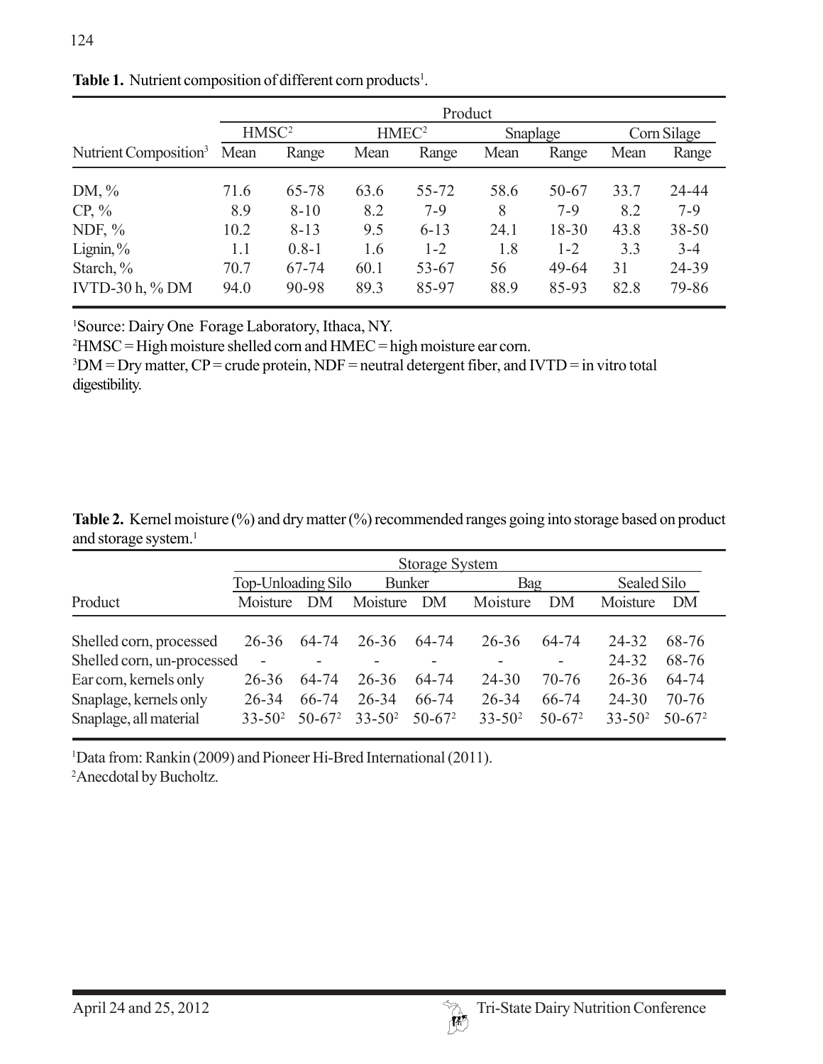**Table 1.** Nutrient composition of different corn products[1].

| | Product | | | | | | | |
|---|---|---|---|---|---|---|---|---|
| | HMSC[2] | | HMEC[2] | | Snaplage | | Corn Silage | |
| Nutrient Composition[3] | Mean | Range | Mean | Range | Mean | Range | Mean | Range |
| DM, % | 71.6 | 65-78 | 63.6 | 55-72 | 58.6 | 50-67 | 33.7 | 24-44 |
| CP, % | 8.9 | 8-10 | 8.2 | 7-9 | 8 | 7-9 | 8.2 | 7-9 |
| NDF, % | 10.2 | 8-13 | 9.5 | 6-13 | 24.1 | 18-30 | 43.8 | 38-50 |
| Lignin, % | 1.1 | 0.8-1 | 1.6 | 1-2 | 1.8 | 1-2 | 3.3 | 3-4 |
| Starch, % | 70.7 | 67-74 | 60.1 | 53-67 | 56 | 49-64 | 31 | 24-39 |
| IVTD-30 h, % DM | 94.0 | 90-98 | 89.3 | 85-97 | 88.9 | 85-93 | 82.8 | 79-86 |

[1]Source: Dairy One Forage Laboratory, Ithaca, NY.
[2]HMSC = High moisture shelled corn and HMEC = high moisture ear corn.
[3]DM = Dry matter, CP = crude protein, NDF = neutral detergent fiber, and IVTD = in vitro total digestibility.

**Table 2.** Kernel moisture (%) and dry matter (%) recommended ranges going into storage based on product and storage system.[1]

| | Storage System | | | | | | | |
|---|---|---|---|---|---|---|---|---|
| | Top-Unloading Silo | | Bunker | | Bag | | Sealed Silo | |
| Product | Moisture | DM | Moisture | DM | Moisture | DM | Moisture | DM |
| Shelled corn, processed | 26-36 | 64-74 | 26-36 | 64-74 | 26-36 | 64-74 | 24-32 | 68-76 |
| Shelled corn, un-processed | - | - | - | - | - | - | 24-32 | 68-76 |
| Ear corn, kernels only | 26-36 | 64-74 | 26-36 | 64-74 | 24-30 | 70-76 | 26-36 | 64-74 |
| Snaplage, kernels only | 26-34 | 66-74 | 26-34 | 66-74 | 26-34 | 66-74 | 24-30 | 70-76 |
| Snaplage, all material | 33-50[2] | 50-67[2] | 33-50[2] | 50-67[2] | 33-50[2] | 50-67[2] | 33-50[2] | 50-67[2] |

[1]Data from: Rankin (2009) and Pioneer Hi-Bred International (2011).
[2]Anecdotal by Bucholtz.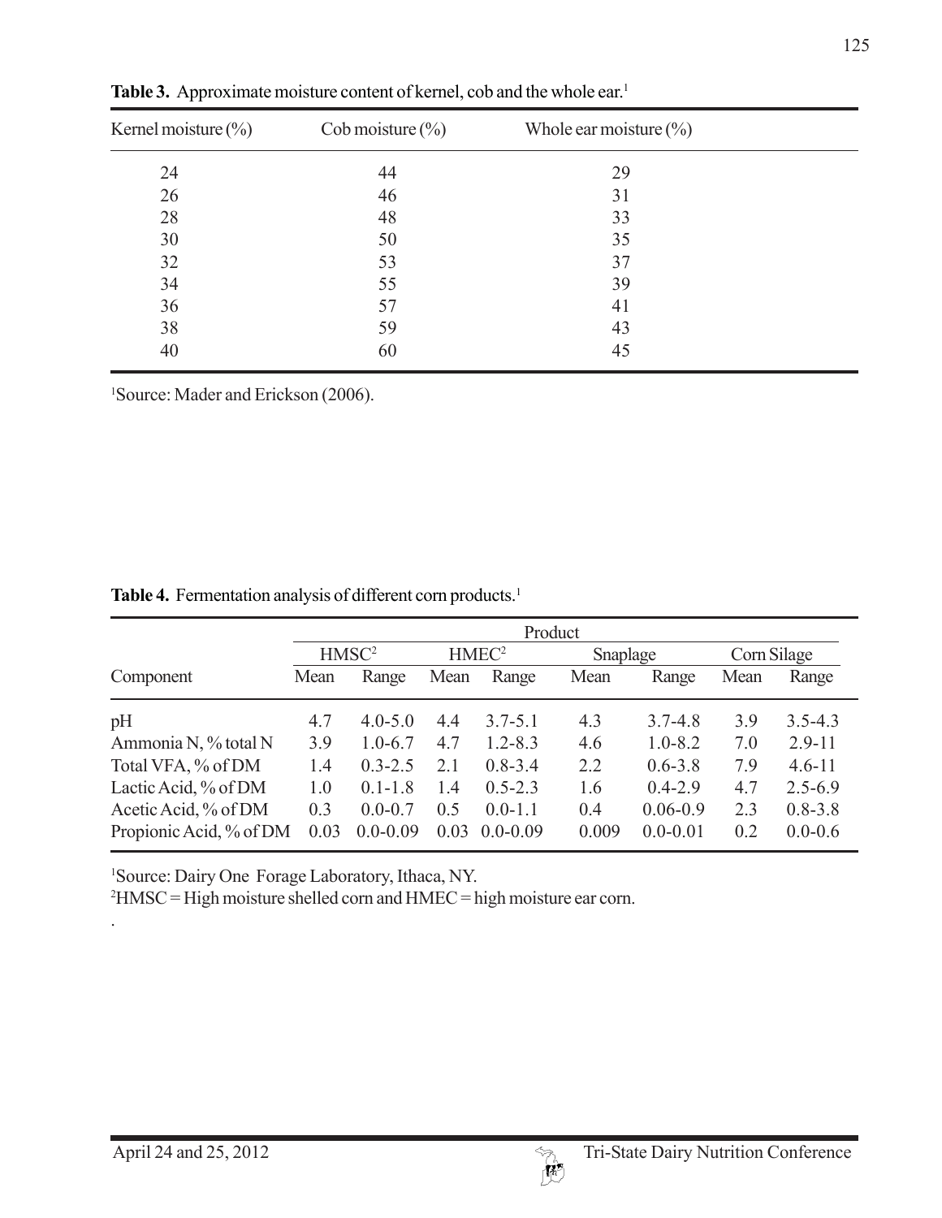**Table 3.** Approximate moisture content of kernel, cob and the whole ear.[1]

| Kernel moisture (%) | Cob moisture (%) | Whole ear moisture (%) |
|---|---|---|
| 24 | 44 | 29 |
| 26 | 46 | 31 |
| 28 | 48 | 33 |
| 30 | 50 | 35 |
| 32 | 53 | 37 |
| 34 | 55 | 39 |
| 36 | 57 | 41 |
| 38 | 59 | 43 |
| 40 | 60 | 45 |

[1]Source: Mader and Erickson (2006).

**Table 4.** Fermentation analysis of different corn products.[1]

| | Product | | | | | | | |
|---|---|---|---|---|---|---|---|---|
| | HMSC[2] | | HMEC[2] | | Snaplage | | Corn Silage | |
| Component | Mean | Range | Mean | Range | Mean | Range | Mean | Range |
| pH | 4.7 | 4.0-5.0 | 4.4 | 3.7-5.1 | 4.3 | 3.7-4.8 | 3.9 | 3.5-4.3 |
| Ammonia N, % total N | 3.9 | 1.0-6.7 | 4.7 | 1.2-8.3 | 4.6 | 1.0-8.2 | 7.0 | 2.9-11 |
| Total VFA, % of DM | 1.4 | 0.3-2.5 | 2.1 | 0.8-3.4 | 2.2 | 0.6-3.8 | 7.9 | 4.6-11 |
| Lactic Acid, % of DM | 1.0 | 0.1-1.8 | 1.4 | 0.5-2.3 | 1.6 | 0.4-2.9 | 4.7 | 2.5-6.9 |
| Acetic Acid, % of DM | 0.3 | 0.0-0.7 | 0.5 | 0.0-1.1 | 0.4 | 0.06-0.9 | 2.3 | 0.8-3.8 |
| Propionic Acid, % of DM | 0.03 | 0.0-0.09 | 0.03 | 0.0-0.09 | 0.009 | 0.0-0.01 | 0.2 | 0.0-0.6 |

[1]Source: Dairy One Forage Laboratory, Ithaca, NY.

[2]HMSC = High moisture shelled corn and HMEC = high moisture ear corn.

.